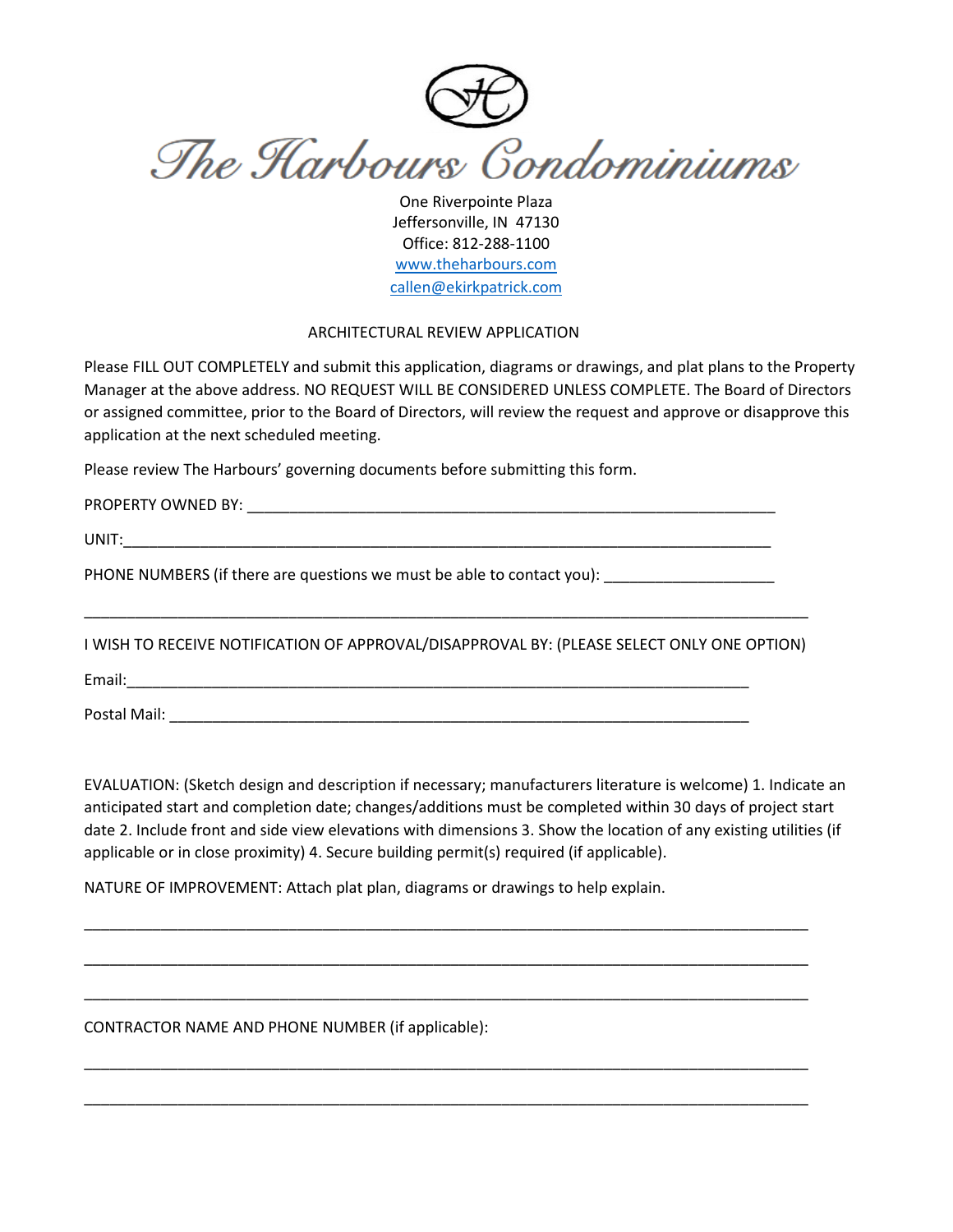# The Harbours Condominiums

One Riverpointe Plaza
Jeffersonville, IN 47130
Office: 812-288-1100
www.theharbours.com
callen@ekirkpatrick.com

## ARCHITECTURAL REVIEW APPLICATION

Please FILL OUT COMPLETELY and submit this application, diagrams or drawings, and plat plans to the Property Manager at the above address. NO REQUEST WILL BE CONSIDERED UNLESS COMPLETE. The Board of Directors or assigned committee, prior to the Board of Directors, will review the request and approve or disapprove this application at the next scheduled meeting.

Please review The Harbours' governing documents before submitting this form.

PROPERTY OWNED BY: ______________________________________________________________

UNIT:____________________________________________________________________________

PHONE NUMBERS (if there are questions we must be able to contact you): ____________________

_______________________________________________________________________________________

I WISH TO RECEIVE NOTIFICATION OF APPROVAL/DISAPPROVAL BY: (PLEASE SELECT ONLY ONE OPTION)

Email:___________________________________________________________________________

Postal Mail: ______________________________________________________________________

EVALUATION: (Sketch design and description if necessary; manufacturers literature is welcome) 1. Indicate an anticipated start and completion date; changes/additions must be completed within 30 days of project start date 2. Include front and side view elevations with dimensions 3. Show the location of any existing utilities (if applicable or in close proximity) 4. Secure building permit(s) required (if applicable).

NATURE OF IMPROVEMENT: Attach plat plan, diagrams or drawings to help explain.

_______________________________________________________________________________________

_______________________________________________________________________________________

_______________________________________________________________________________________

CONTRACTOR NAME AND PHONE NUMBER (if applicable):

_______________________________________________________________________________________

_______________________________________________________________________________________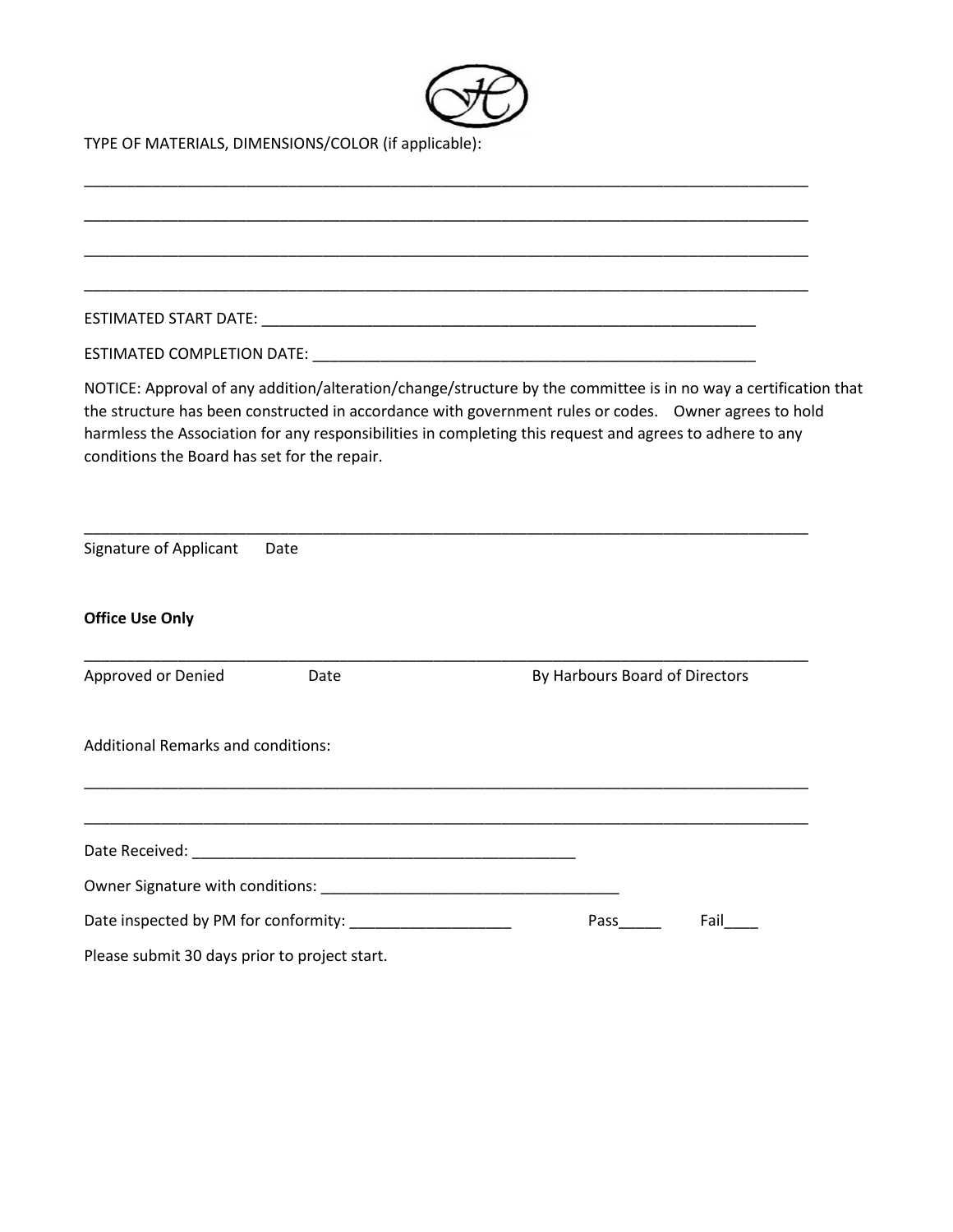TYPE OF MATERIALS, DIMENSIONS/COLOR (if applicable):

\_\_\_\_\_\_\_\_\_\_\_\_\_\_\_\_\_\_\_\_\_\_\_\_\_\_\_\_\_\_\_\_\_\_\_\_\_\_\_\_\_\_\_\_\_\_\_\_\_\_\_\_\_\_\_\_\_\_\_\_\_\_\_\_\_\_\_\_\_\_\_\_\_\_\_\_\_\_

\_\_\_\_\_\_\_\_\_\_\_\_\_\_\_\_\_\_\_\_\_\_\_\_\_\_\_\_\_\_\_\_\_\_\_\_\_\_\_\_\_\_\_\_\_\_\_\_\_\_\_\_\_\_\_\_\_\_\_\_\_\_\_\_\_\_\_\_\_\_\_\_\_\_\_\_\_\_

\_\_\_\_\_\_\_\_\_\_\_\_\_\_\_\_\_\_\_\_\_\_\_\_\_\_\_\_\_\_\_\_\_\_\_\_\_\_\_\_\_\_\_\_\_\_\_\_\_\_\_\_\_\_\_\_\_\_\_\_\_\_\_\_\_\_\_\_\_\_\_\_\_\_\_\_\_\_

\_\_\_\_\_\_\_\_\_\_\_\_\_\_\_\_\_\_\_\_\_\_\_\_\_\_\_\_\_\_\_\_\_\_\_\_\_\_\_\_\_\_\_\_\_\_\_\_\_\_\_\_\_\_\_\_\_\_\_\_\_\_\_\_\_\_\_\_\_\_\_\_\_\_\_\_\_\_

ESTIMATED START DATE: \_\_\_\_\_\_\_\_\_\_\_\_\_\_\_\_\_\_\_\_\_\_\_\_\_\_\_\_\_\_\_\_\_\_\_\_\_\_\_\_\_\_\_\_\_\_\_\_\_\_\_\_\_\_\_\_

ESTIMATED COMPLETION DATE: \_\_\_\_\_\_\_\_\_\_\_\_\_\_\_\_\_\_\_\_\_\_\_\_\_\_\_\_\_\_\_\_\_\_\_\_\_\_\_\_\_\_\_\_\_\_\_\_\_\_

NOTICE: Approval of any addition/alteration/change/structure by the committee is in no way a certification that the structure has been constructed in accordance with government rules or codes. Owner agrees to hold harmless the Association for any responsibilities in completing this request and agrees to adhere to any conditions the Board has set for the repair.

\_\_\_\_\_\_\_\_\_\_\_\_\_\_\_\_\_\_\_\_\_\_\_\_\_\_\_\_\_\_\_\_\_\_\_\_\_\_\_\_\_\_\_\_\_\_\_\_\_\_\_\_\_\_\_\_\_\_\_\_\_\_\_\_\_\_\_\_\_\_\_\_\_\_\_\_\_\_

Signature of Applicant Date

**Office Use Only**

\_\_\_\_\_\_\_\_\_\_\_\_\_\_\_\_\_\_\_\_\_\_\_\_\_\_\_\_\_\_\_\_\_\_\_\_\_\_\_\_\_\_\_\_\_\_\_\_\_\_\_\_\_\_\_\_\_\_\_\_\_\_\_\_\_\_\_\_\_\_\_\_\_\_\_\_\_\_

Approved or Denied Date By Harbours Board of Directors

Additional Remarks and conditions:

\_\_\_\_\_\_\_\_\_\_\_\_\_\_\_\_\_\_\_\_\_\_\_\_\_\_\_\_\_\_\_\_\_\_\_\_\_\_\_\_\_\_\_\_\_\_\_\_\_\_\_\_\_\_\_\_\_\_\_\_\_\_\_\_\_\_\_\_\_\_\_\_\_\_\_\_\_\_

\_\_\_\_\_\_\_\_\_\_\_\_\_\_\_\_\_\_\_\_\_\_\_\_\_\_\_\_\_\_\_\_\_\_\_\_\_\_\_\_\_\_\_\_\_\_\_\_\_\_\_\_\_\_\_\_\_\_\_\_\_\_\_\_\_\_\_\_\_\_\_\_\_\_\_\_\_\_

Date Received: \_\_\_\_\_\_\_\_\_\_\_\_\_\_\_\_\_\_\_\_\_\_\_\_\_\_\_\_\_\_\_\_\_\_\_\_\_\_\_\_\_\_\_\_

Owner Signature with conditions: \_\_\_\_\_\_\_\_\_\_\_\_\_\_\_\_\_\_\_\_\_\_\_\_\_\_\_\_\_\_\_\_\_\_\_

Date inspected by PM for conformity: \_\_\_\_\_\_\_\_\_\_\_\_\_\_\_\_\_\_\_ Pass\_\_\_\_\_ Fail\_\_\_\_

Please submit 30 days prior to project start.